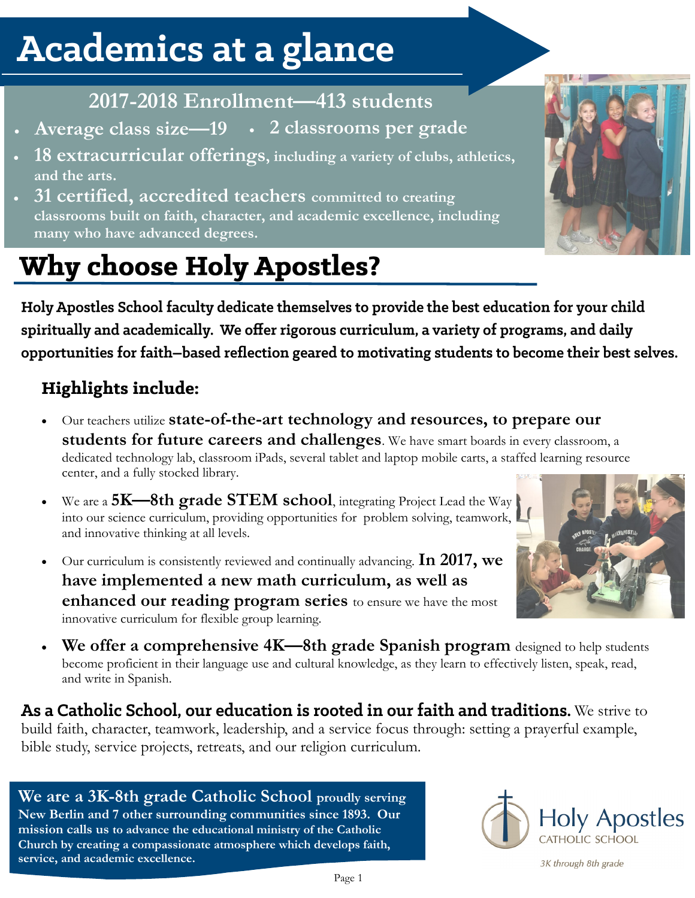# Academics at a glance

## 2017-2018 Enrollment—413 students

- **Average class size—19**
- **2 classrooms per grade**
- **18 extracurricular offerings, including a variety of clubs, athletics, and the arts.**
- **31 certified, accredited teachers committed to creating classrooms built on faith, character, and academic excellence, including many who have advanced degrees.**

# Why choose Holy Apostles?

**Holy Apostles School faculty dedicate themselves to provide the best education for your child spiritually and academically. We offer rigorous curriculum, a variety of programs, and daily opportunities for faith–based reflection geared to motivating students to become their best selves.**

### Highlights include:

- Our teachers utilize **state-of-the-art technology and resources, to prepare our students for future careers and challenges**. We have smart boards in every classroom, a dedicated technology lab, classroom iPads, several tablet and laptop mobile carts, a staffed learning resource center, and a fully stocked library.
- We are a **5K—8th grade STEM school**, integrating Project Lead the Way into our science curriculum, providing opportunities for problem solving, teamwork, and innovative thinking at all levels.
- Our curriculum is consistently reviewed and continually advancing. **In 2017, we have implemented a new math curriculum, as well as enhanced our reading program series** to ensure we have the most innovative curriculum for flexible group learning.
- **We offer a comprehensive 4K—8th grade Spanish program** designed to help students become proficient in their language use and cultural knowledge, as they learn to effectively listen, speak, read, and write in Spanish.

**As a Catholic School, our education is rooted in our faith and traditions.** We strive to build faith, character, teamwork, leadership, and a service focus through: setting a prayerful example, bible study, service projects, retreats, and our religion curriculum.

**We are a 3K-8th grade Catholic School proudly serving New Berlin and 7 other surrounding communities since 1893. Our mission calls us to advance the educational ministry of the Catholic Church by creating a compassionate atmosphere which develops faith, service, and academic excellence.**

Holy Apostles
CATHOLIC SCHOOL
*3K through 8th grade*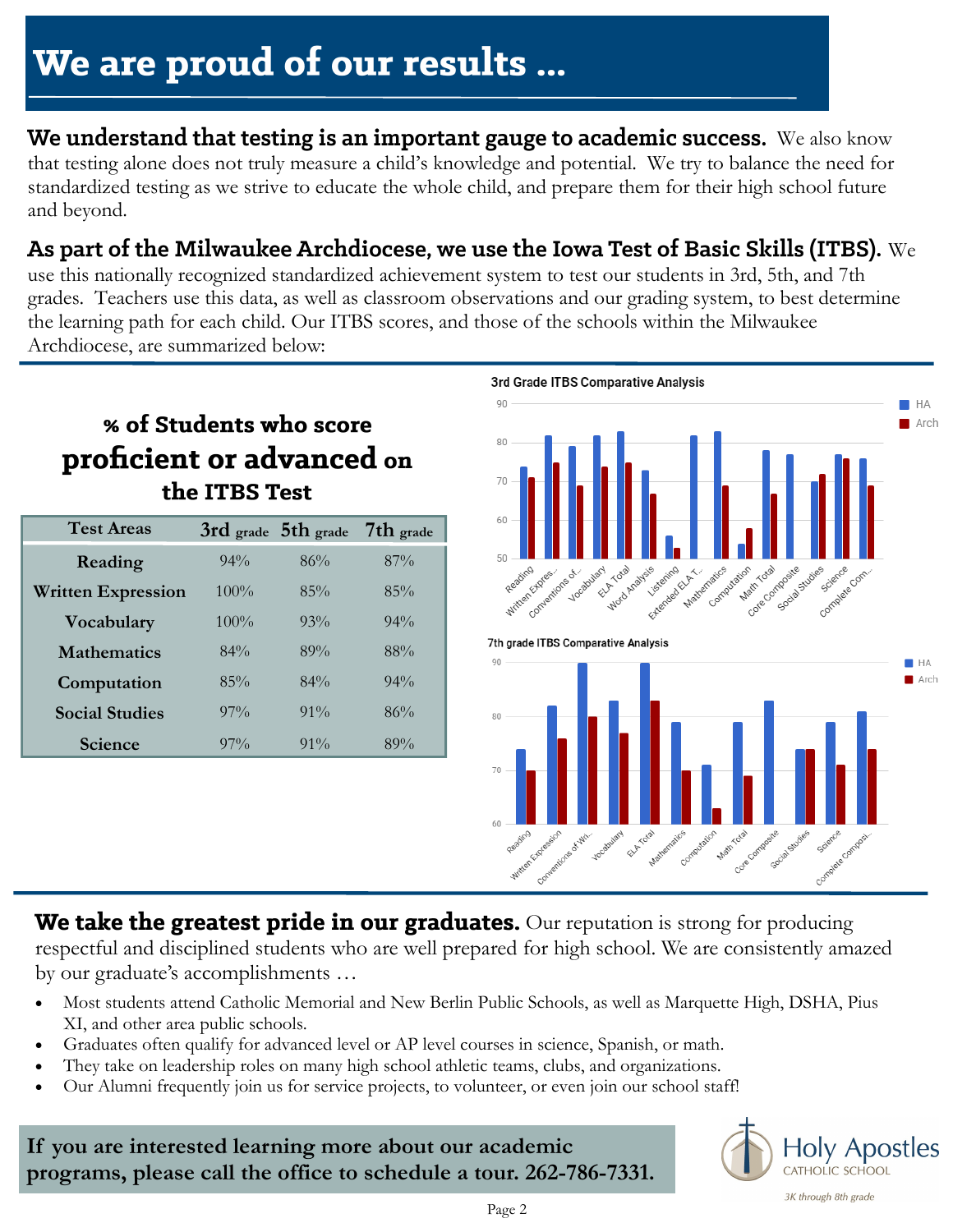# We are proud of our results …

**We understand that testing is an important gauge to academic success.** We also know that testing alone does not truly measure a child's knowledge and potential. We try to balance the need for standardized testing as we strive to educate the whole child, and prepare them for their high school future and beyond.

**As part of the Milwaukee Archdiocese, we use the Iowa Test of Basic Skills (ITBS).** We use this nationally recognized standardized achievement system to test our students in 3rd, 5th, and 7th grades. Teachers use this data, as well as classroom observations and our grading system, to best determine the learning path for each child. Our ITBS scores, and those of the schools within the Milwaukee Archdiocese, are summarized below:

## % of Students who score proficient or advanced on the ITBS Test

| Test Areas | 3rd grade | 5th grade | 7th grade |
|---|---|---|---|
| Reading | 94% | 86% | 87% |
| Written Expression | 100% | 85% | 85% |
| Vocabulary | 100% | 93% | 94% |
| Mathematics | 84% | 89% | 88% |
| Computation | 85% | 84% | 94% |
| Social Studies | 97% | 91% | 86% |
| Science | 97% | 91% | 89% |

3rd Grade ITBS Comparative Analysis

HA
Arch

90
80
70
60
50

Reading, Written Expres..., Conventions of..., Vocabulary, ELA Total, Word Analysis, Listening, Extended ELA T..., Mathematics, Computation, Math Total, Core Composite, Social Studies, Science, Complete Com...

7th grade ITBS Comparative Analysis

HA
Arch

90
80
70
60

Reading, Written Expression, Conventions of Wri..., Vocabulary, ELA Total, Mathematics, Computation, Math Total, Core Composite, Social Studies, Science, Complete Composi...

**We take the greatest pride in our graduates.** Our reputation is strong for producing respectful and disciplined students who are well prepared for high school. We are consistently amazed by our graduate's accomplishments …

- Most students attend Catholic Memorial and New Berlin Public Schools, as well as Marquette High, DSHA, Pius XI, and other area public schools.
- Graduates often qualify for advanced level or AP level courses in science, Spanish, or math.
- They take on leadership roles on many high school athletic teams, clubs, and organizations.
- Our Alumni frequently join us for service projects, to volunteer, or even join our school staff!

**If you are interested learning more about our academic programs, please call the office to schedule a tour. 262-786-7331.**

Holy Apostles
CATHOLIC SCHOOL
*3K through 8th grade*